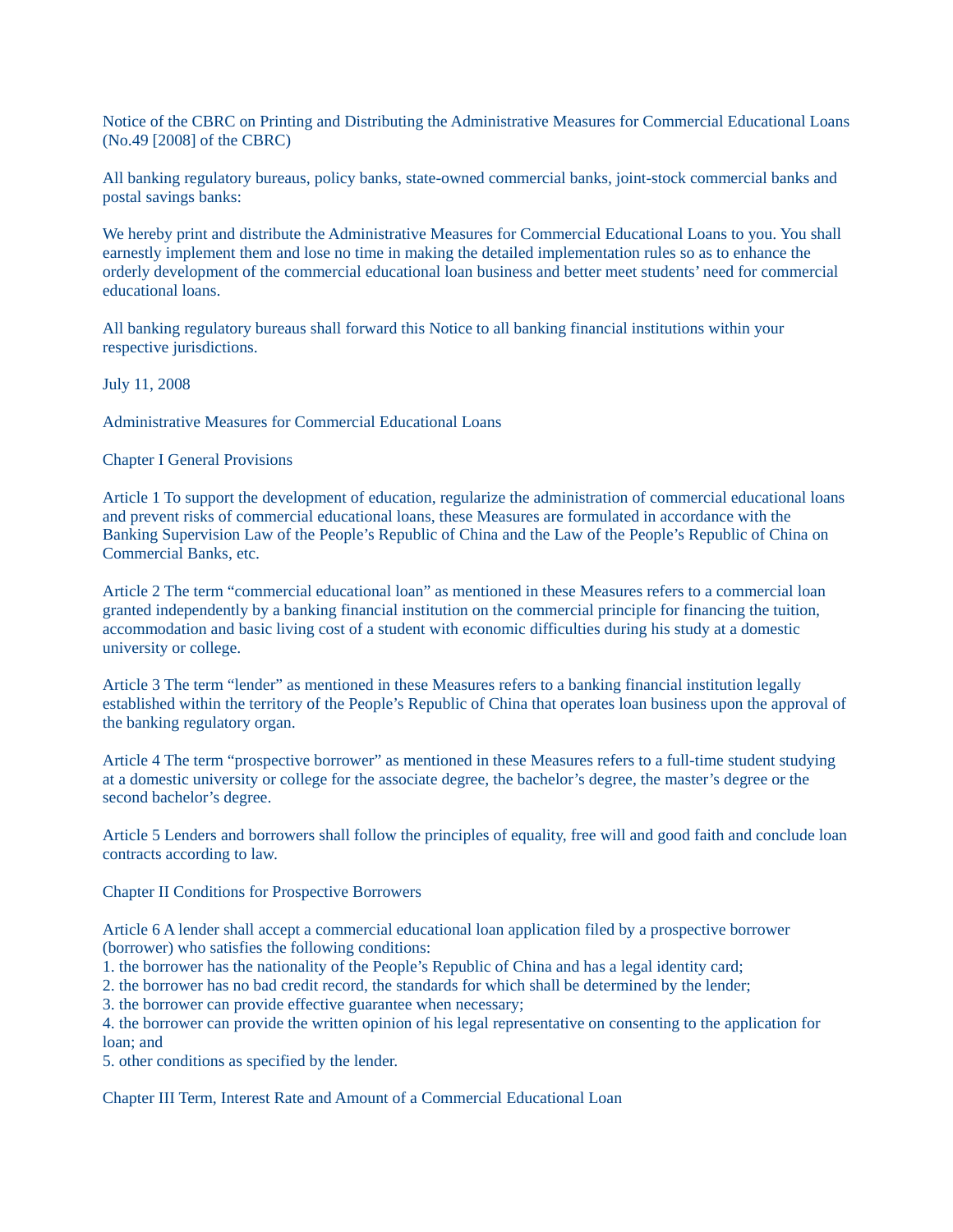# Notice of the CBRC on Printing and Distributing the Administrative Measures for Commercial Educational Loans (No.49 [2008] of the CBRC)

All banking regulatory bureaus, policy banks, state-owned commercial banks, joint-stock commercial banks and postal savings banks:

We hereby print and distribute the Administrative Measures for Commercial Educational Loans to you. You shall earnestly implement them and lose no time in making the detailed implementation rules so as to enhance the orderly development of the commercial educational loan business and better meet students' need for commercial educational loans.

All banking regulatory bureaus shall forward this Notice to all banking financial institutions within your respective jurisdictions.

July 11, 2008

## Administrative Measures for Commercial Educational Loans

### Chapter I General Provisions

Article 1 To support the development of education, regularize the administration of commercial educational loans and prevent risks of commercial educational loans, these Measures are formulated in accordance with the Banking Supervision Law of the People's Republic of China and the Law of the People's Republic of China on Commercial Banks, etc.

Article 2 The term "commercial educational loan" as mentioned in these Measures refers to a commercial loan granted independently by a banking financial institution on the commercial principle for financing the tuition, accommodation and basic living cost of a student with economic difficulties during his study at a domestic university or college.

Article 3 The term "lender" as mentioned in these Measures refers to a banking financial institution legally established within the territory of the People's Republic of China that operates loan business upon the approval of the banking regulatory organ.

Article 4 The term "prospective borrower" as mentioned in these Measures refers to a full-time student studying at a domestic university or college for the associate degree, the bachelor's degree, the master's degree or the second bachelor's degree.

Article 5 Lenders and borrowers shall follow the principles of equality, free will and good faith and conclude loan contracts according to law.

### Chapter II Conditions for Prospective Borrowers

Article 6 A lender shall accept a commercial educational loan application filed by a prospective borrower (borrower) who satisfies the following conditions:

1. the borrower has the nationality of the People's Republic of China and has a legal identity card;
2. the borrower has no bad credit record, the standards for which shall be determined by the lender;
3. the borrower can provide effective guarantee when necessary;
4. the borrower can provide the written opinion of his legal representative on consenting to the application for loan; and
5. other conditions as specified by the lender.

### Chapter III Term, Interest Rate and Amount of a Commercial Educational Loan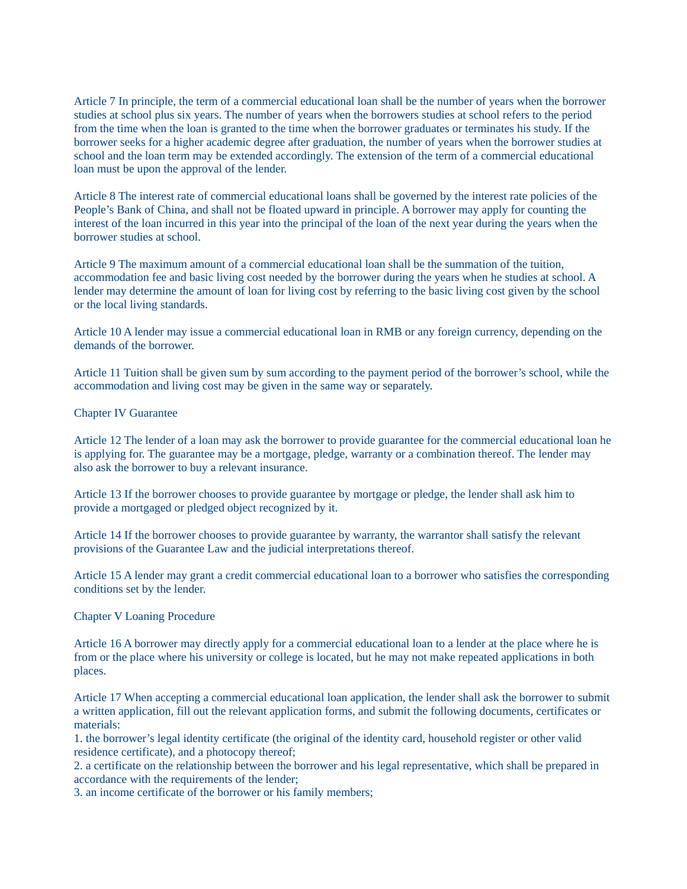Article 7 In principle, the term of a commercial educational loan shall be the number of years when the borrower studies at school plus six years. The number of years when the borrowers studies at school refers to the period from the time when the loan is granted to the time when the borrower graduates or terminates his study. If the borrower seeks for a higher academic degree after graduation, the number of years when the borrower studies at school and the loan term may be extended accordingly. The extension of the term of a commercial educational loan must be upon the approval of the lender.

Article 8 The interest rate of commercial educational loans shall be governed by the interest rate policies of the People's Bank of China, and shall not be floated upward in principle. A borrower may apply for counting the interest of the loan incurred in this year into the principal of the loan of the next year during the years when the borrower studies at school.

Article 9 The maximum amount of a commercial educational loan shall be the summation of the tuition, accommodation fee and basic living cost needed by the borrower during the years when he studies at school. A lender may determine the amount of loan for living cost by referring to the basic living cost given by the school or the local living standards.

Article 10 A lender may issue a commercial educational loan in RMB or any foreign currency, depending on the demands of the borrower.

Article 11 Tuition shall be given sum by sum according to the payment period of the borrower's school, while the accommodation and living cost may be given in the same way or separately.

## Chapter IV Guarantee

Article 12 The lender of a loan may ask the borrower to provide guarantee for the commercial educational loan he is applying for. The guarantee may be a mortgage, pledge, warranty or a combination thereof. The lender may also ask the borrower to buy a relevant insurance.

Article 13 If the borrower chooses to provide guarantee by mortgage or pledge, the lender shall ask him to provide a mortgaged or pledged object recognized by it.

Article 14 If the borrower chooses to provide guarantee by warranty, the warrantor shall satisfy the relevant provisions of the Guarantee Law and the judicial interpretations thereof.

Article 15 A lender may grant a credit commercial educational loan to a borrower who satisfies the corresponding conditions set by the lender.

## Chapter V Loaning Procedure

Article 16 A borrower may directly apply for a commercial educational loan to a lender at the place where he is from or the place where his university or college is located, but he may not make repeated applications in both places.

Article 17 When accepting a commercial educational loan application, the lender shall ask the borrower to submit a written application, fill out the relevant application forms, and submit the following documents, certificates or materials:

1. the borrower's legal identity certificate (the original of the identity card, household register or other valid residence certificate), and a photocopy thereof;
2. a certificate on the relationship between the borrower and his legal representative, which shall be prepared in accordance with the requirements of the lender;
3. an income certificate of the borrower or his family members;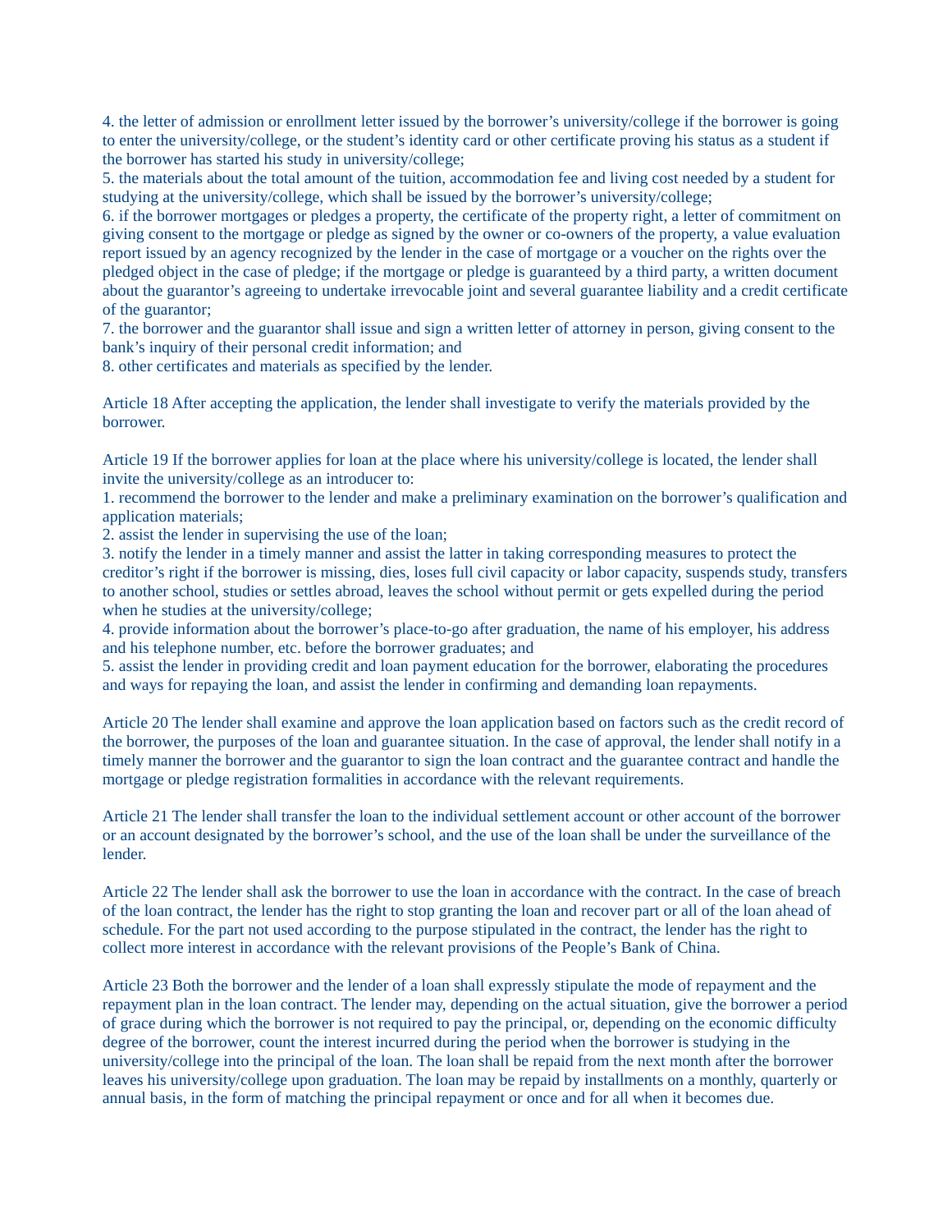4. the letter of admission or enrollment letter issued by the borrower's university/college if the borrower is going to enter the university/college, or the student's identity card or other certificate proving his status as a student if the borrower has started his study in university/college;
5. the materials about the total amount of the tuition, accommodation fee and living cost needed by a student for studying at the university/college, which shall be issued by the borrower's university/college;
6. if the borrower mortgages or pledges a property, the certificate of the property right, a letter of commitment on giving consent to the mortgage or pledge as signed by the owner or co-owners of the property, a value evaluation report issued by an agency recognized by the lender in the case of mortgage or a voucher on the rights over the pledged object in the case of pledge; if the mortgage or pledge is guaranteed by a third party, a written document about the guarantor's agreeing to undertake irrevocable joint and several guarantee liability and a credit certificate of the guarantor;
7. the borrower and the guarantor shall issue and sign a written letter of attorney in person, giving consent to the bank's inquiry of their personal credit information; and
8. other certificates and materials as specified by the lender.

Article 18 After accepting the application, the lender shall investigate to verify the materials provided by the borrower.

Article 19 If the borrower applies for loan at the place where his university/college is located, the lender shall invite the university/college as an introducer to:
1. recommend the borrower to the lender and make a preliminary examination on the borrower's qualification and application materials;
2. assist the lender in supervising the use of the loan;
3. notify the lender in a timely manner and assist the latter in taking corresponding measures to protect the creditor's right if the borrower is missing, dies, loses full civil capacity or labor capacity, suspends study, transfers to another school, studies or settles abroad, leaves the school without permit or gets expelled during the period when he studies at the university/college;
4. provide information about the borrower's place-to-go after graduation, the name of his employer, his address and his telephone number, etc. before the borrower graduates; and
5. assist the lender in providing credit and loan payment education for the borrower, elaborating the procedures and ways for repaying the loan, and assist the lender in confirming and demanding loan repayments.

Article 20 The lender shall examine and approve the loan application based on factors such as the credit record of the borrower, the purposes of the loan and guarantee situation. In the case of approval, the lender shall notify in a timely manner the borrower and the guarantor to sign the loan contract and the guarantee contract and handle the mortgage or pledge registration formalities in accordance with the relevant requirements.

Article 21 The lender shall transfer the loan to the individual settlement account or other account of the borrower or an account designated by the borrower's school, and the use of the loan shall be under the surveillance of the lender.

Article 22 The lender shall ask the borrower to use the loan in accordance with the contract. In the case of breach of the loan contract, the lender has the right to stop granting the loan and recover part or all of the loan ahead of schedule. For the part not used according to the purpose stipulated in the contract, the lender has the right to collect more interest in accordance with the relevant provisions of the People's Bank of China.

Article 23 Both the borrower and the lender of a loan shall expressly stipulate the mode of repayment and the repayment plan in the loan contract. The lender may, depending on the actual situation, give the borrower a period of grace during which the borrower is not required to pay the principal, or, depending on the economic difficulty degree of the borrower, count the interest incurred during the period when the borrower is studying in the university/college into the principal of the loan. The loan shall be repaid from the next month after the borrower leaves his university/college upon graduation. The loan may be repaid by installments on a monthly, quarterly or annual basis, in the form of matching the principal repayment or once and for all when it becomes due.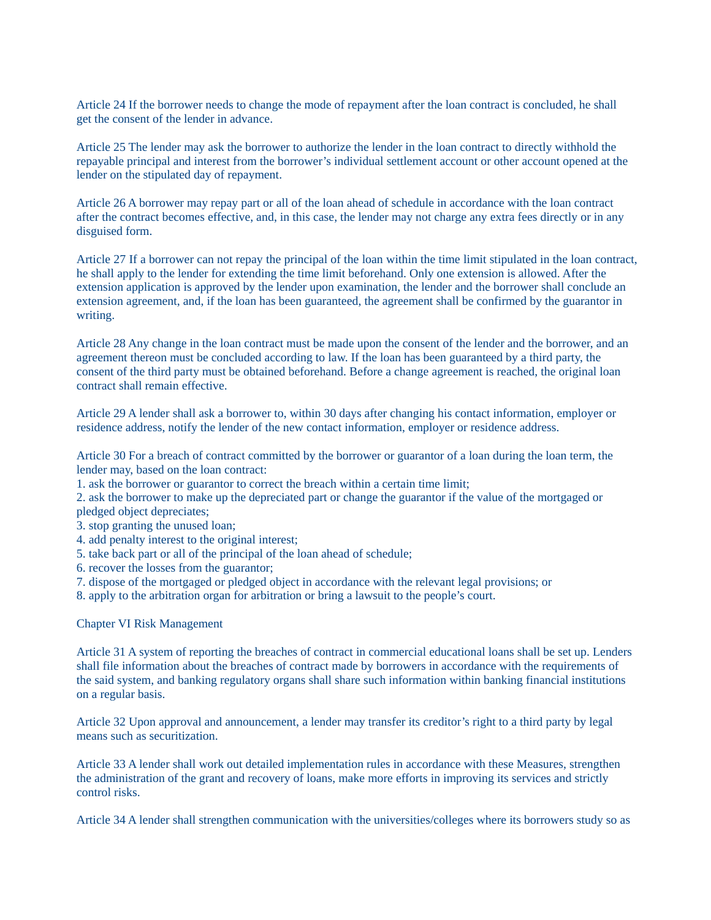Article 24 If the borrower needs to change the mode of repayment after the loan contract is concluded, he shall get the consent of the lender in advance.

Article 25 The lender may ask the borrower to authorize the lender in the loan contract to directly withhold the repayable principal and interest from the borrower's individual settlement account or other account opened at the lender on the stipulated day of repayment.

Article 26 A borrower may repay part or all of the loan ahead of schedule in accordance with the loan contract after the contract becomes effective, and, in this case, the lender may not charge any extra fees directly or in any disguised form.

Article 27 If a borrower can not repay the principal of the loan within the time limit stipulated in the loan contract, he shall apply to the lender for extending the time limit beforehand. Only one extension is allowed. After the extension application is approved by the lender upon examination, the lender and the borrower shall conclude an extension agreement, and, if the loan has been guaranteed, the agreement shall be confirmed by the guarantor in writing.

Article 28 Any change in the loan contract must be made upon the consent of the lender and the borrower, and an agreement thereon must be concluded according to law. If the loan has been guaranteed by a third party, the consent of the third party must be obtained beforehand. Before a change agreement is reached, the original loan contract shall remain effective.

Article 29 A lender shall ask a borrower to, within 30 days after changing his contact information, employer or residence address, notify the lender of the new contact information, employer or residence address.

Article 30 For a breach of contract committed by the borrower or guarantor of a loan during the loan term, the lender may, based on the loan contract:
1. ask the borrower or guarantor to correct the breach within a certain time limit;
2. ask the borrower to make up the depreciated part or change the guarantor if the value of the mortgaged or pledged object depreciates;
3. stop granting the unused loan;
4. add penalty interest to the original interest;
5. take back part or all of the principal of the loan ahead of schedule;
6. recover the losses from the guarantor;
7. dispose of the mortgaged or pledged object in accordance with the relevant legal provisions; or
8. apply to the arbitration organ for arbitration or bring a lawsuit to the people's court.

## Chapter VI Risk Management

Article 31 A system of reporting the breaches of contract in commercial educational loans shall be set up. Lenders shall file information about the breaches of contract made by borrowers in accordance with the requirements of the said system, and banking regulatory organs shall share such information within banking financial institutions on a regular basis.

Article 32 Upon approval and announcement, a lender may transfer its creditor's right to a third party by legal means such as securitization.

Article 33 A lender shall work out detailed implementation rules in accordance with these Measures, strengthen the administration of the grant and recovery of loans, make more efforts in improving its services and strictly control risks.

Article 34 A lender shall strengthen communication with the universities/colleges where its borrowers study so as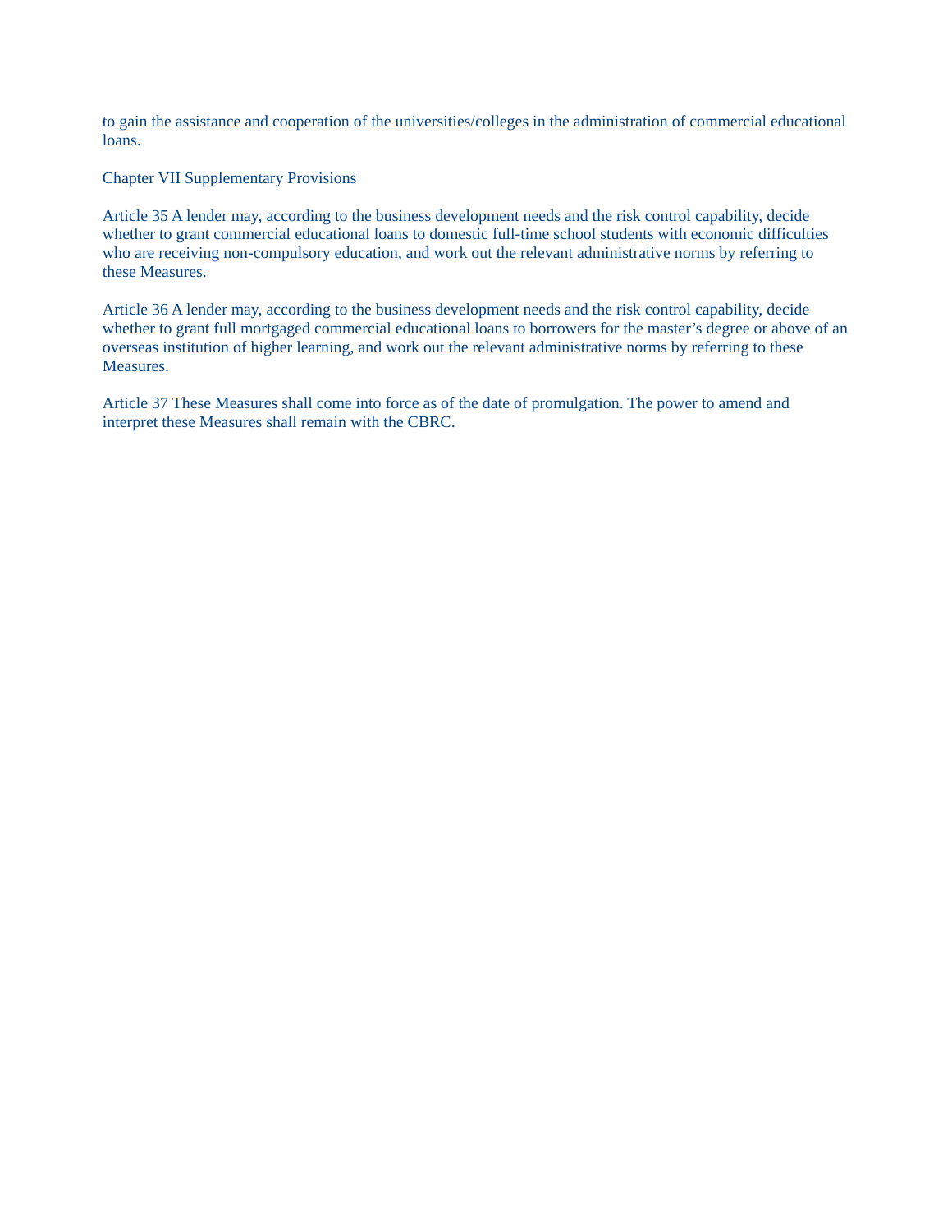to gain the assistance and cooperation of the universities/colleges in the administration of commercial educational loans.

## Chapter VII Supplementary Provisions

Article 35 A lender may, according to the business development needs and the risk control capability, decide whether to grant commercial educational loans to domestic full-time school students with economic difficulties who are receiving non-compulsory education, and work out the relevant administrative norms by referring to these Measures.

Article 36 A lender may, according to the business development needs and the risk control capability, decide whether to grant full mortgaged commercial educational loans to borrowers for the master's degree or above of an overseas institution of higher learning, and work out the relevant administrative norms by referring to these Measures.

Article 37 These Measures shall come into force as of the date of promulgation. The power to amend and interpret these Measures shall remain with the CBRC.